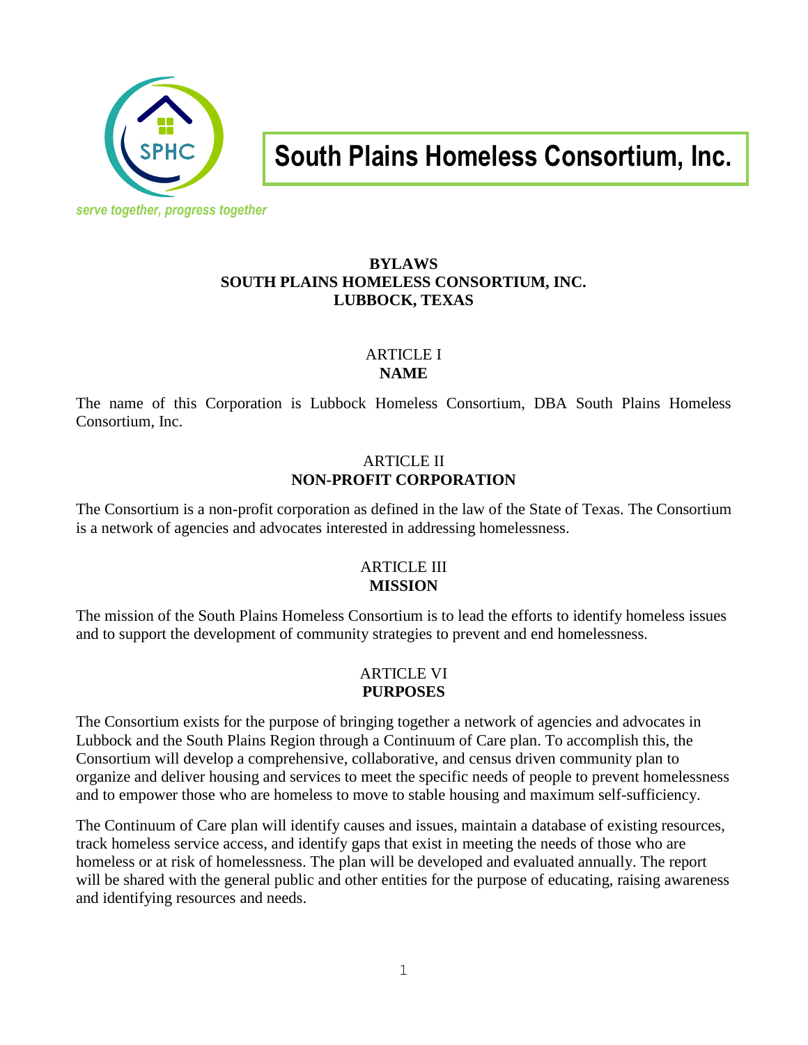South Plains Homeless Consortium, Inc.

*serve together, progress together*

# BYLAWS
# SOUTH PLAINS HOMELESS CONSORTIUM, INC.
# LUBBOCK, TEXAS

## ARTICLE I
## NAME

The name of this Corporation is Lubbock Homeless Consortium, DBA South Plains Homeless Consortium, Inc.

## ARTICLE II
## NON-PROFIT CORPORATION

The Consortium is a non-profit corporation as defined in the law of the State of Texas. The Consortium is a network of agencies and advocates interested in addressing homelessness.

## ARTICLE III
## MISSION

The mission of the South Plains Homeless Consortium is to lead the efforts to identify homeless issues and to support the development of community strategies to prevent and end homelessness.

## ARTICLE VI
## PURPOSES

The Consortium exists for the purpose of bringing together a network of agencies and advocates in Lubbock and the South Plains Region through a Continuum of Care plan. To accomplish this, the Consortium will develop a comprehensive, collaborative, and census driven community plan to organize and deliver housing and services to meet the specific needs of people to prevent homelessness and to empower those who are homeless to move to stable housing and maximum self-sufficiency.

The Continuum of Care plan will identify causes and issues, maintain a database of existing resources, track homeless service access, and identify gaps that exist in meeting the needs of those who are homeless or at risk of homelessness. The plan will be developed and evaluated annually. The report will be shared with the general public and other entities for the purpose of educating, raising awareness and identifying resources and needs.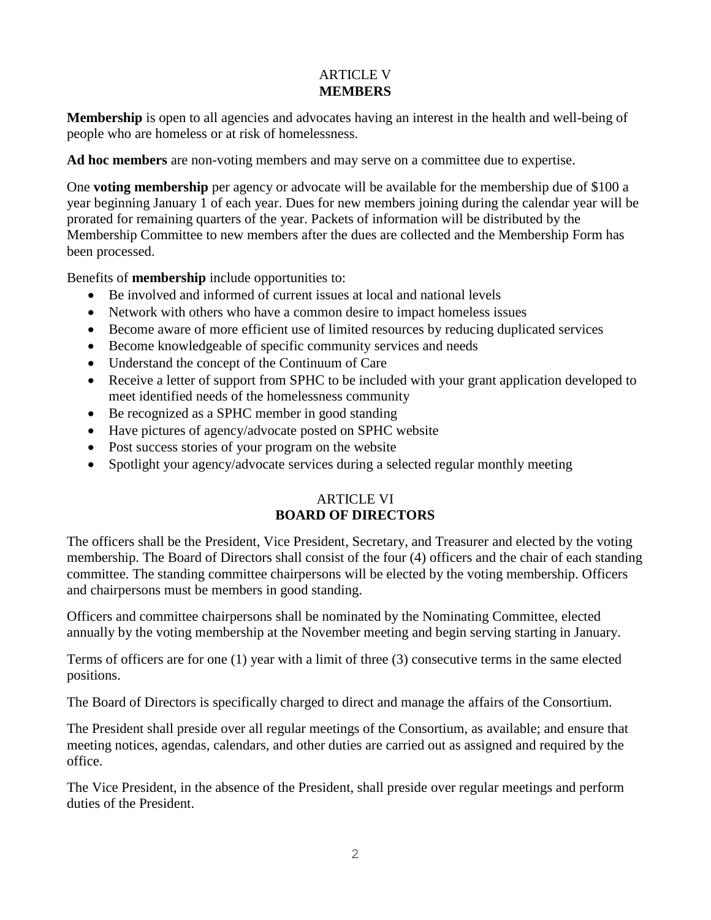## ARTICLE V
## MEMBERS

**Membership** is open to all agencies and advocates having an interest in the health and well-being of people who are homeless or at risk of homelessness.

**Ad hoc members** are non-voting members and may serve on a committee due to expertise.

One **voting membership** per agency or advocate will be available for the membership due of $100 a year beginning January 1 of each year. Dues for new members joining during the calendar year will be prorated for remaining quarters of the year. Packets of information will be distributed by the Membership Committee to new members after the dues are collected and the Membership Form has been processed.

Benefits of **membership** include opportunities to:

- Be involved and informed of current issues at local and national levels
- Network with others who have a common desire to impact homeless issues
- Become aware of more efficient use of limited resources by reducing duplicated services
- Become knowledgeable of specific community services and needs
- Understand the concept of the Continuum of Care
- Receive a letter of support from SPHC to be included with your grant application developed to meet identified needs of the homelessness community
- Be recognized as a SPHC member in good standing
- Have pictures of agency/advocate posted on SPHC website
- Post success stories of your program on the website
- Spotlight your agency/advocate services during a selected regular monthly meeting

## ARTICLE VI
## BOARD OF DIRECTORS

The officers shall be the President, Vice President, Secretary, and Treasurer and elected by the voting membership. The Board of Directors shall consist of the four (4) officers and the chair of each standing committee. The standing committee chairpersons will be elected by the voting membership. Officers and chairpersons must be members in good standing.

Officers and committee chairpersons shall be nominated by the Nominating Committee, elected annually by the voting membership at the November meeting and begin serving starting in January.

Terms of officers are for one (1) year with a limit of three (3) consecutive terms in the same elected positions.

The Board of Directors is specifically charged to direct and manage the affairs of the Consortium.

The President shall preside over all regular meetings of the Consortium, as available; and ensure that meeting notices, agendas, calendars, and other duties are carried out as assigned and required by the office.

The Vice President, in the absence of the President, shall preside over regular meetings and perform duties of the President.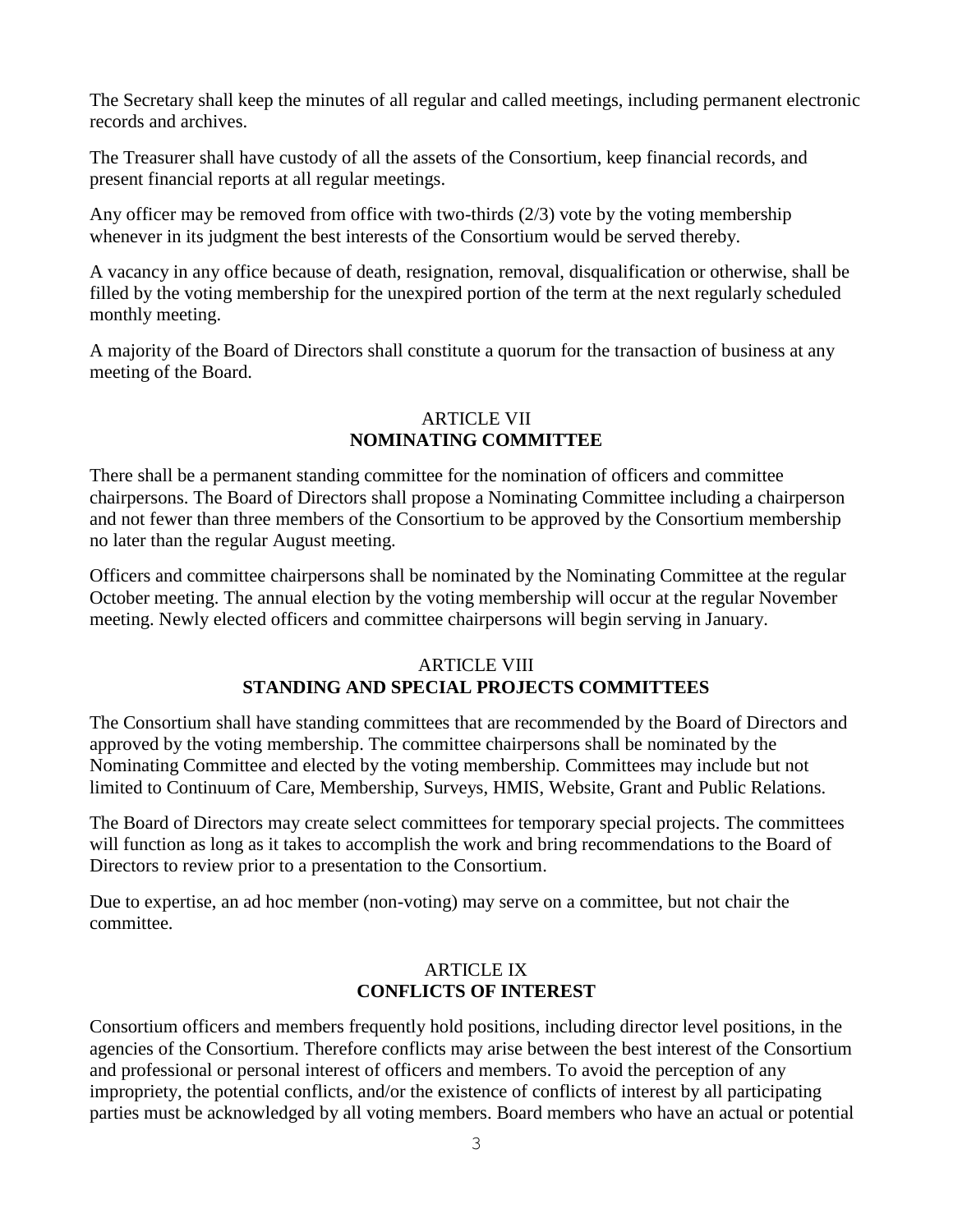The Secretary shall keep the minutes of all regular and called meetings, including permanent electronic records and archives.

The Treasurer shall have custody of all the assets of the Consortium, keep financial records, and present financial reports at all regular meetings.

Any officer may be removed from office with two-thirds (2/3) vote by the voting membership whenever in its judgment the best interests of the Consortium would be served thereby.

A vacancy in any office because of death, resignation, removal, disqualification or otherwise, shall be filled by the voting membership for the unexpired portion of the term at the next regularly scheduled monthly meeting.

A majority of the Board of Directors shall constitute a quorum for the transaction of business at any meeting of the Board.

## ARTICLE VII
## NOMINATING COMMITTEE

There shall be a permanent standing committee for the nomination of officers and committee chairpersons. The Board of Directors shall propose a Nominating Committee including a chairperson and not fewer than three members of the Consortium to be approved by the Consortium membership no later than the regular August meeting.

Officers and committee chairpersons shall be nominated by the Nominating Committee at the regular October meeting. The annual election by the voting membership will occur at the regular November meeting. Newly elected officers and committee chairpersons will begin serving in January.

## ARTICLE VIII
## STANDING AND SPECIAL PROJECTS COMMITTEES

The Consortium shall have standing committees that are recommended by the Board of Directors and approved by the voting membership. The committee chairpersons shall be nominated by the Nominating Committee and elected by the voting membership. Committees may include but not limited to Continuum of Care, Membership, Surveys, HMIS, Website, Grant and Public Relations.

The Board of Directors may create select committees for temporary special projects. The committees will function as long as it takes to accomplish the work and bring recommendations to the Board of Directors to review prior to a presentation to the Consortium.

Due to expertise, an ad hoc member (non-voting) may serve on a committee, but not chair the committee.

## ARTICLE IX
## CONFLICTS OF INTEREST

Consortium officers and members frequently hold positions, including director level positions, in the agencies of the Consortium. Therefore conflicts may arise between the best interest of the Consortium and professional or personal interest of officers and members. To avoid the perception of any impropriety, the potential conflicts, and/or the existence of conflicts of interest by all participating parties must be acknowledged by all voting members. Board members who have an actual or potential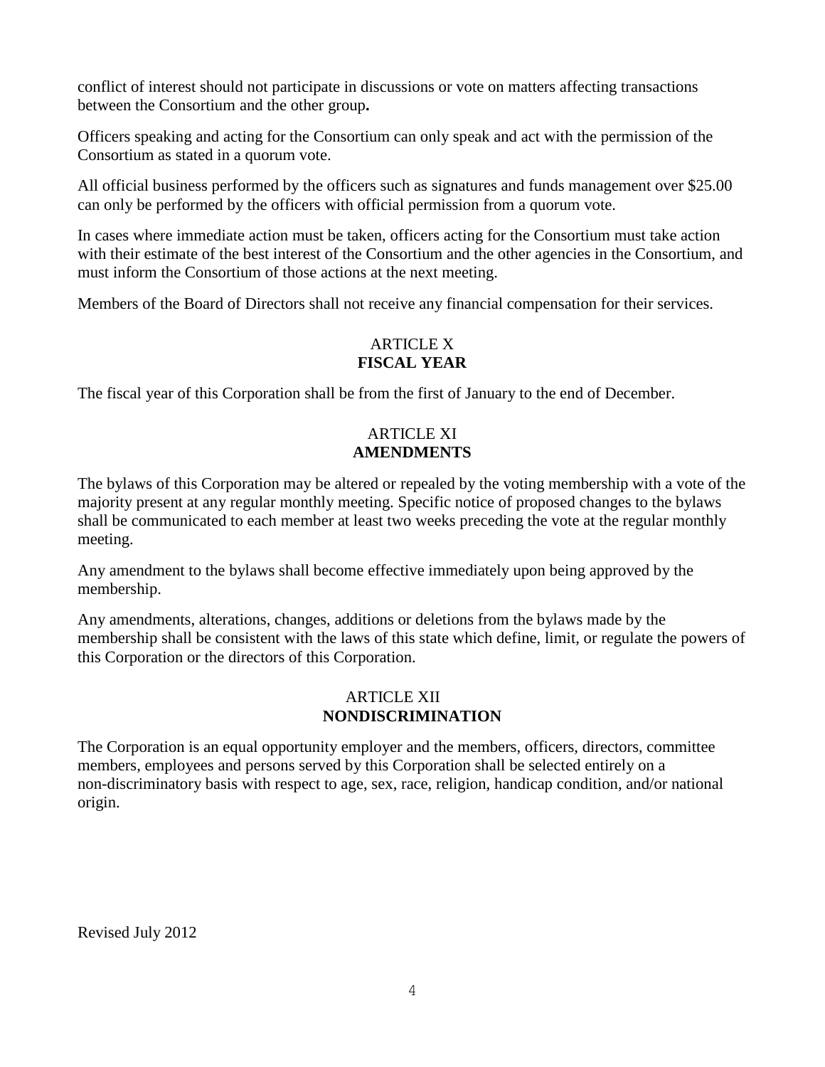conflict of interest should not participate in discussions or vote on matters affecting transactions between the Consortium and the other group**.**

Officers speaking and acting for the Consortium can only speak and act with the permission of the Consortium as stated in a quorum vote.

All official business performed by the officers such as signatures and funds management over $25.00 can only be performed by the officers with official permission from a quorum vote.

In cases where immediate action must be taken, officers acting for the Consortium must take action with their estimate of the best interest of the Consortium and the other agencies in the Consortium, and must inform the Consortium of those actions at the next meeting.

Members of the Board of Directors shall not receive any financial compensation for their services.

## ARTICLE X
## FISCAL YEAR

The fiscal year of this Corporation shall be from the first of January to the end of December.

## ARTICLE XI
## AMENDMENTS

The bylaws of this Corporation may be altered or repealed by the voting membership with a vote of the majority present at any regular monthly meeting. Specific notice of proposed changes to the bylaws shall be communicated to each member at least two weeks preceding the vote at the regular monthly meeting.

Any amendment to the bylaws shall become effective immediately upon being approved by the membership.

Any amendments, alterations, changes, additions or deletions from the bylaws made by the membership shall be consistent with the laws of this state which define, limit, or regulate the powers of this Corporation or the directors of this Corporation.

## ARTICLE XII
## NONDISCRIMINATION

The Corporation is an equal opportunity employer and the members, officers, directors, committee members, employees and persons served by this Corporation shall be selected entirely on a non-discriminatory basis with respect to age, sex, race, religion, handicap condition, and/or national origin.

Revised July 2012